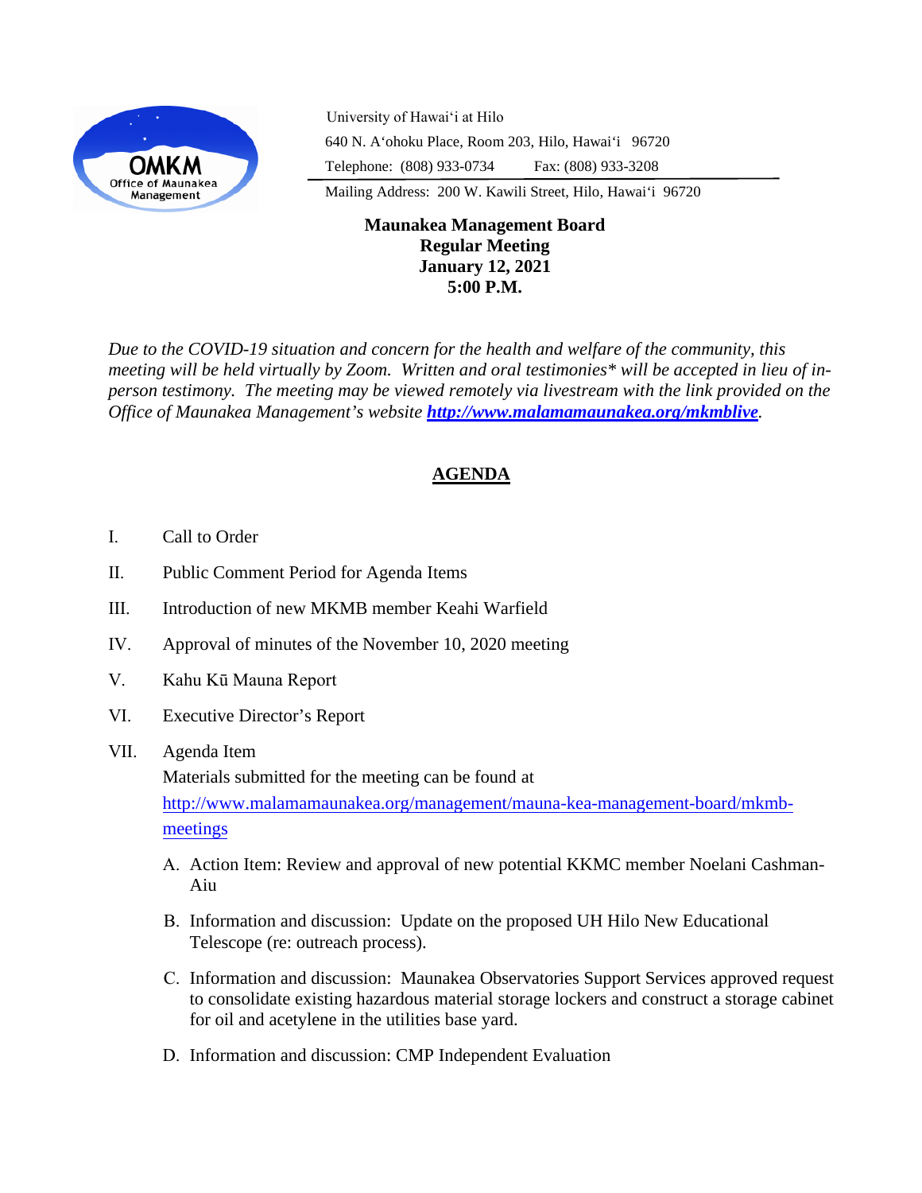OMKM
Office of Maunakea Management

University of Hawaiʻi at Hilo
640 N. Aʻohoku Place, Room 203, Hilo, Hawaiʻi 96720
Telephone: (808) 933-0734 Fax: (808) 933-3208
Mailing Address: 200 W. Kawili Street, Hilo, Hawaiʻi 96720

**Maunakea Management Board**
**Regular Meeting**
**January 12, 2021**
**5:00 P.M.**

*Due to the COVID-19 situation and concern for the health and welfare of the community, this meeting will be held virtually by Zoom. Written and oral testimonies* will be accepted in lieu of in-person testimony. The meeting may be viewed remotely via livestream with the link provided on the Office of Maunakea Management's website* ***http://www.malamamaunakea.org/mkmblive****.*

## AGENDA

I. Call to Order

II. Public Comment Period for Agenda Items

III. Introduction of new MKMB member Keahi Warfield

IV. Approval of minutes of the November 10, 2020 meeting

V. Kahu Kū Mauna Report

VI. Executive Director's Report

VII. Agenda Item
Materials submitted for the meeting can be found at
http://www.malamamaunakea.org/management/mauna-kea-management-board/mkmb-meetings

A. Action Item: Review and approval of new potential KKMC member Noelani Cashman-Aiu

B. Information and discussion: Update on the proposed UH Hilo New Educational Telescope (re: outreach process).

C. Information and discussion: Maunakea Observatories Support Services approved request to consolidate existing hazardous material storage lockers and construct a storage cabinet for oil and acetylene in the utilities base yard.

D. Information and discussion: CMP Independent Evaluation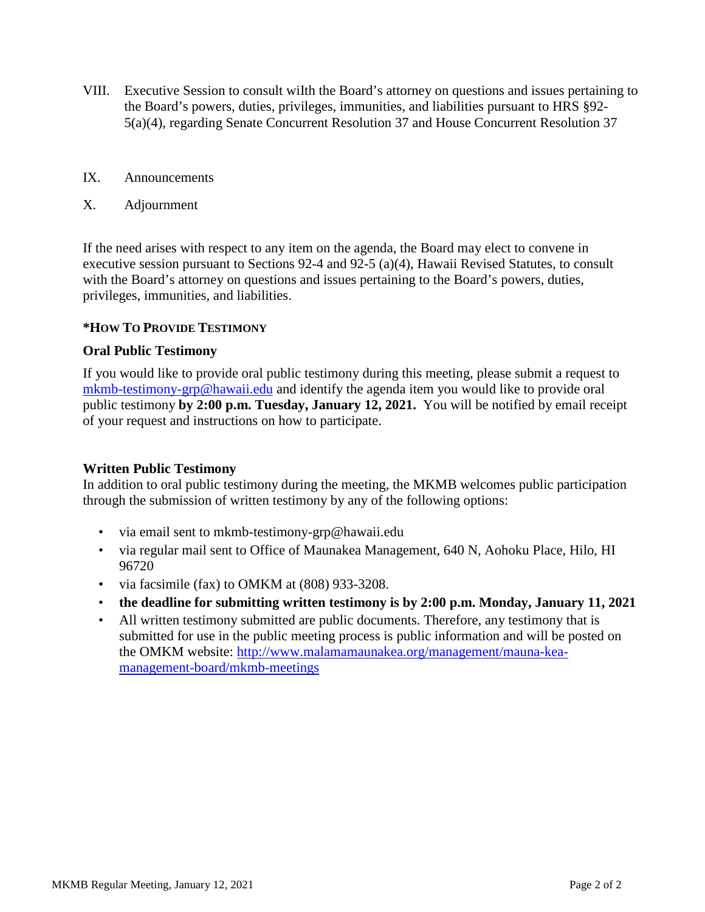VIII. Executive Session to consult wiIth the Board's attorney on questions and issues pertaining to the Board's powers, duties, privileges, immunities, and liabilities pursuant to HRS §92-5(a)(4), regarding Senate Concurrent Resolution 37 and House Concurrent Resolution 37

IX. Announcements

X. Adjournment

If the need arises with respect to any item on the agenda, the Board may elect to convene in executive session pursuant to Sections 92-4 and 92-5 (a)(4), Hawaii Revised Statutes, to consult with the Board's attorney on questions and issues pertaining to the Board's powers, duties, privileges, immunities, and liabilities.

**\*HOW TO PROVIDE TESTIMONY**

**Oral Public Testimony**

If you would like to provide oral public testimony during this meeting, please submit a request to mkmb-testimony-grp@hawaii.edu and identify the agenda item you would like to provide oral public testimony **by 2:00 p.m. Tuesday, January 12, 2021.** You will be notified by email receipt of your request and instructions on how to participate.

**Written Public Testimony**

In addition to oral public testimony during the meeting, the MKMB welcomes public participation through the submission of written testimony by any of the following options:

- via email sent to mkmb-testimony-grp@hawaii.edu
- via regular mail sent to Office of Maunakea Management, 640 N, Aohoku Place, Hilo, HI 96720
- via facsimile (fax) to OMKM at (808) 933-3208.
- **the deadline for submitting written testimony is by 2:00 p.m. Monday, January 11, 2021**
- All written testimony submitted are public documents. Therefore, any testimony that is submitted for use in the public meeting process is public information and will be posted on the OMKM website: http://www.malamamaunakea.org/management/mauna-kea-management-board/mkmb-meetings